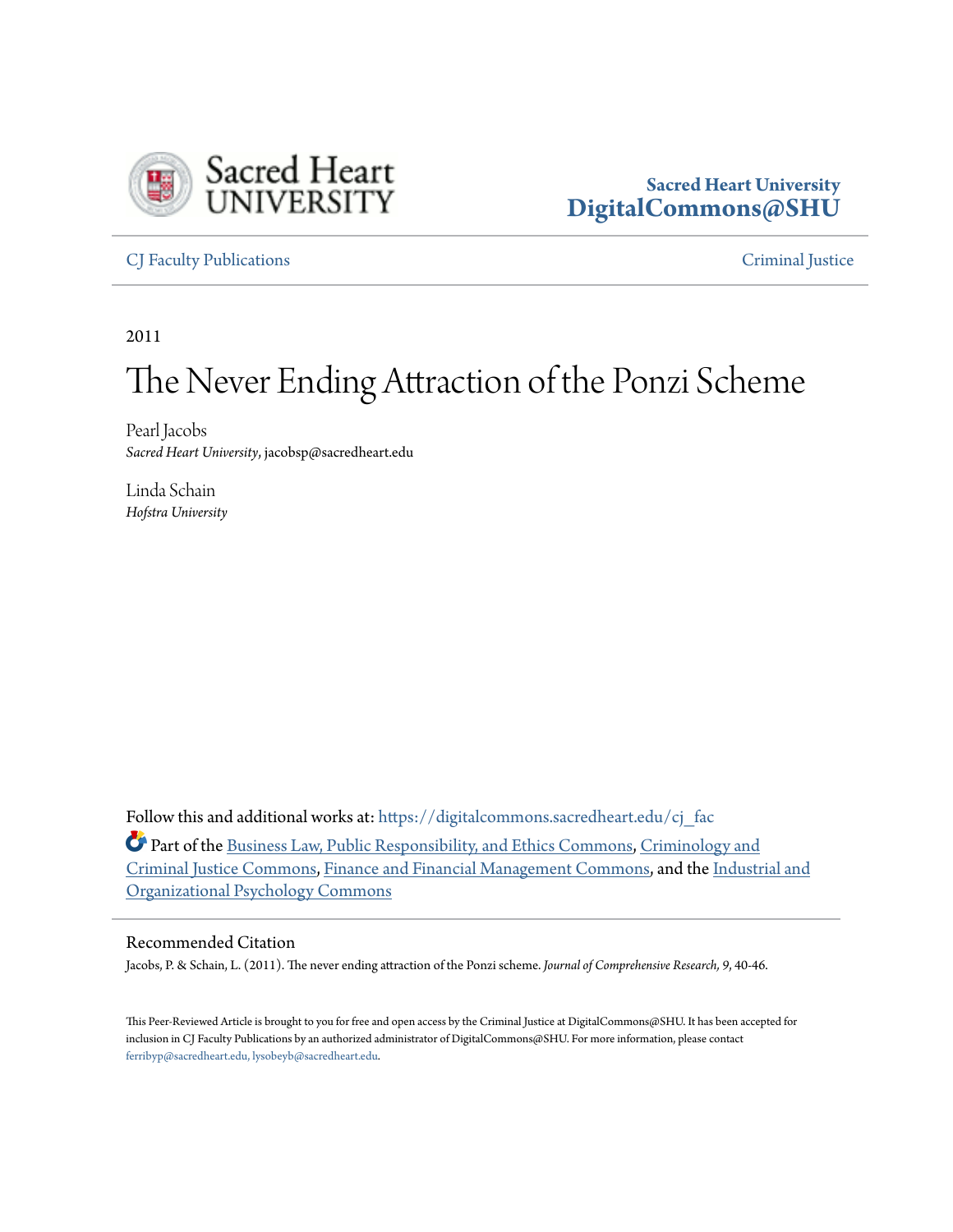Sacred Heart University
UNIVERSITY

Sacred Heart University
**DigitalCommons@SHU**

CJ Faculty Publications | Criminal Justice

2011

# The Never Ending Attraction of the Ponzi Scheme

Pearl Jacobs
*Sacred Heart University*, jacobsp@sacredheart.edu

Linda Schain
*Hofstra University*

Follow this and additional works at: https://digitalcommons.sacredheart.edu/cj_fac

Part of the Business Law, Public Responsibility, and Ethics Commons, Criminology and Criminal Justice Commons, Finance and Financial Management Commons, and the Industrial and Organizational Psychology Commons

## Recommended Citation

Jacobs, P. & Schain, L. (2011). The never ending attraction of the Ponzi scheme. *Journal of Comprehensive Research, 9*, 40-46.

This Peer-Reviewed Article is brought to you for free and open access by the Criminal Justice at DigitalCommons@SHU. It has been accepted for inclusion in CJ Faculty Publications by an authorized administrator of DigitalCommons@SHU. For more information, please contact ferribyp@sacredheart.edu, lysobeyb@sacredheart.edu.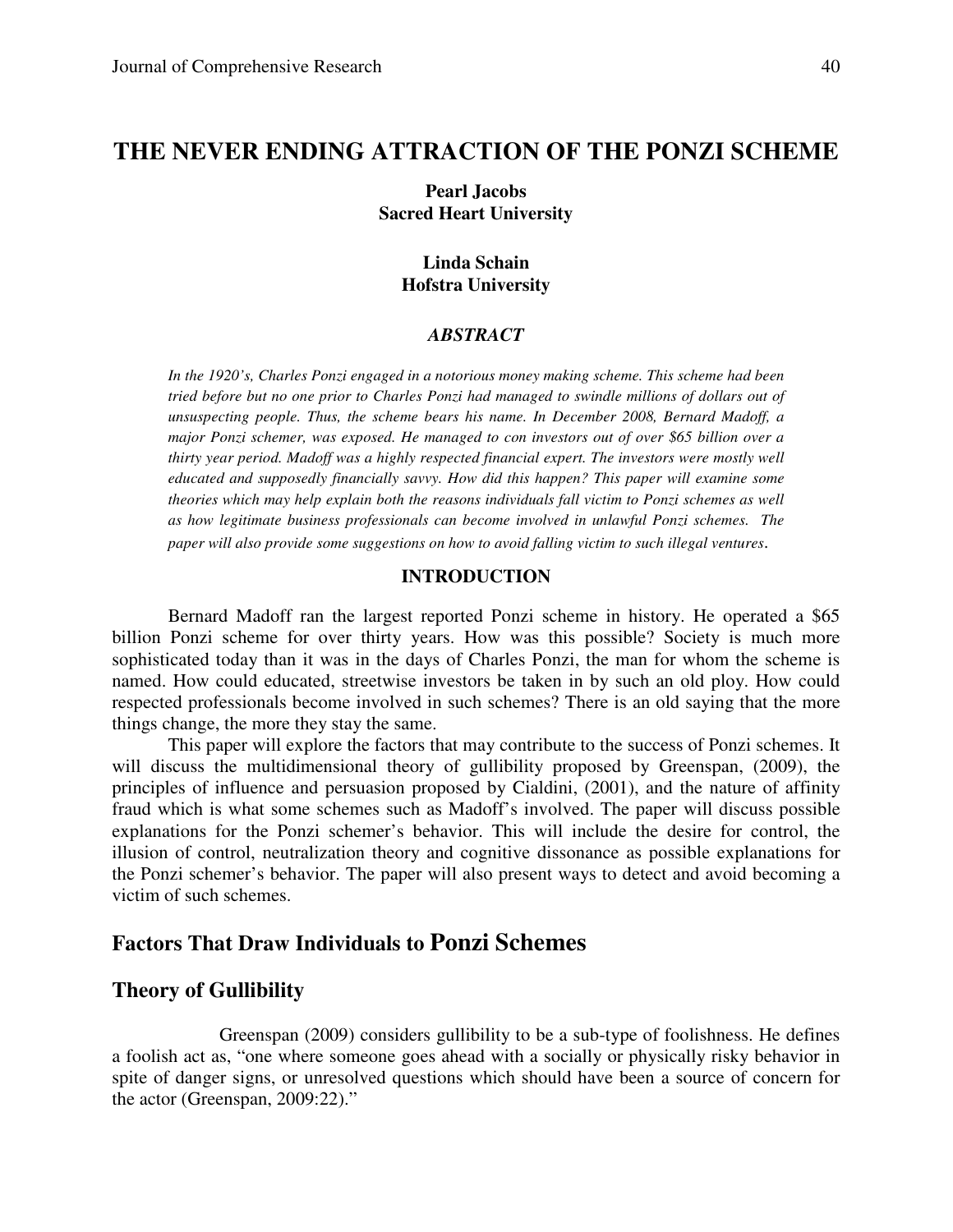# THE NEVER ENDING ATTRACTION OF THE PONZI SCHEME

**Pearl Jacobs**
**Sacred Heart University**

**Linda Schain**
**Hofstra University**

## *ABSTRACT*

*In the 1920's, Charles Ponzi engaged in a notorious money making scheme. This scheme had been tried before but no one prior to Charles Ponzi had managed to swindle millions of dollars out of unsuspecting people. Thus, the scheme bears his name. In December 2008, Bernard Madoff, a major Ponzi schemer, was exposed. He managed to con investors out of over $65 billion over a thirty year period. Madoff was a highly respected financial expert. The investors were mostly well educated and supposedly financially savvy. How did this happen? This paper will examine some theories which may help explain both the reasons individuals fall victim to Ponzi schemes as well as how legitimate business professionals can become involved in unlawful Ponzi schemes. The paper will also provide some suggestions on how to avoid falling victim to such illegal ventures.*

## INTRODUCTION

Bernard Madoff ran the largest reported Ponzi scheme in history. He operated a $65 billion Ponzi scheme for over thirty years. How was this possible? Society is much more sophisticated today than it was in the days of Charles Ponzi, the man for whom the scheme is named. How could educated, streetwise investors be taken in by such an old ploy. How could respected professionals become involved in such schemes? There is an old saying that the more things change, the more they stay the same.

This paper will explore the factors that may contribute to the success of Ponzi schemes. It will discuss the multidimensional theory of gullibility proposed by Greenspan, (2009), the principles of influence and persuasion proposed by Cialdini, (2001), and the nature of affinity fraud which is what some schemes such as Madoff's involved. The paper will discuss possible explanations for the Ponzi schemer's behavior. This will include the desire for control, the illusion of control, neutralization theory and cognitive dissonance as possible explanations for the Ponzi schemer's behavior. The paper will also present ways to detect and avoid becoming a victim of such schemes.

## Factors That Draw Individuals to Ponzi Schemes

### Theory of Gullibility

Greenspan (2009) considers gullibility to be a sub-type of foolishness. He defines a foolish act as, "one where someone goes ahead with a socially or physically risky behavior in spite of danger signs, or unresolved questions which should have been a source of concern for the actor (Greenspan, 2009:22)."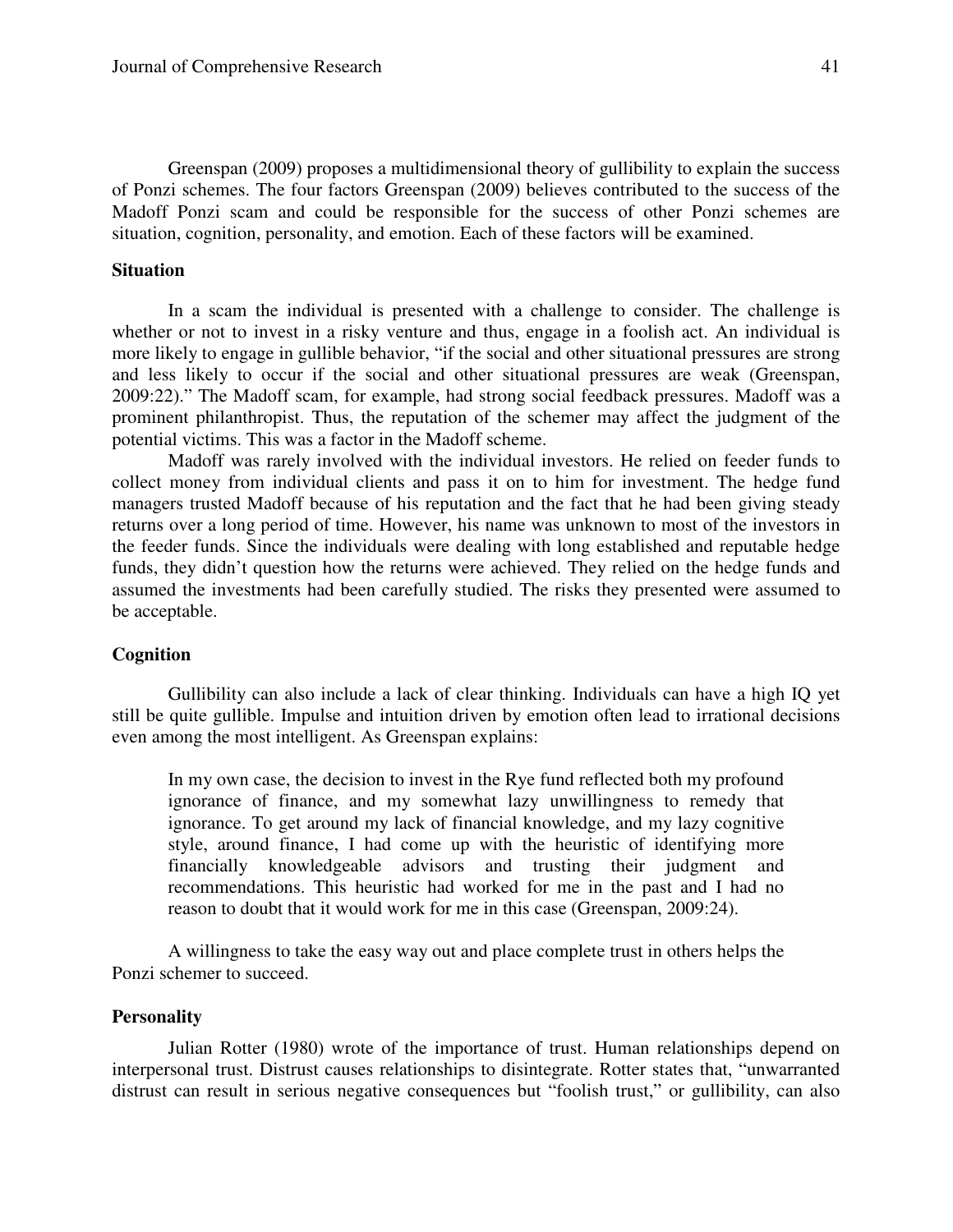Greenspan (2009) proposes a multidimensional theory of gullibility to explain the success of Ponzi schemes. The four factors Greenspan (2009) believes contributed to the success of the Madoff Ponzi scam and could be responsible for the success of other Ponzi schemes are situation, cognition, personality, and emotion. Each of these factors will be examined.

## Situation

In a scam the individual is presented with a challenge to consider. The challenge is whether or not to invest in a risky venture and thus, engage in a foolish act. An individual is more likely to engage in gullible behavior, "if the social and other situational pressures are strong and less likely to occur if the social and other situational pressures are weak (Greenspan, 2009:22)." The Madoff scam, for example, had strong social feedback pressures. Madoff was a prominent philanthropist. Thus, the reputation of the schemer may affect the judgment of the potential victims. This was a factor in the Madoff scheme.

Madoff was rarely involved with the individual investors. He relied on feeder funds to collect money from individual clients and pass it on to him for investment. The hedge fund managers trusted Madoff because of his reputation and the fact that he had been giving steady returns over a long period of time. However, his name was unknown to most of the investors in the feeder funds. Since the individuals were dealing with long established and reputable hedge funds, they didn't question how the returns were achieved. They relied on the hedge funds and assumed the investments had been carefully studied. The risks they presented were assumed to be acceptable.

## Cognition

Gullibility can also include a lack of clear thinking. Individuals can have a high IQ yet still be quite gullible. Impulse and intuition driven by emotion often lead to irrational decisions even among the most intelligent. As Greenspan explains:

> In my own case, the decision to invest in the Rye fund reflected both my profound ignorance of finance, and my somewhat lazy unwillingness to remedy that ignorance. To get around my lack of financial knowledge, and my lazy cognitive style, around finance, I had come up with the heuristic of identifying more financially knowledgeable advisors and trusting their judgment and recommendations. This heuristic had worked for me in the past and I had no reason to doubt that it would work for me in this case (Greenspan, 2009:24).

A willingness to take the easy way out and place complete trust in others helps the Ponzi schemer to succeed.

## Personality

Julian Rotter (1980) wrote of the importance of trust. Human relationships depend on interpersonal trust. Distrust causes relationships to disintegrate. Rotter states that, "unwarranted distrust can result in serious negative consequences but "foolish trust," or gullibility, can also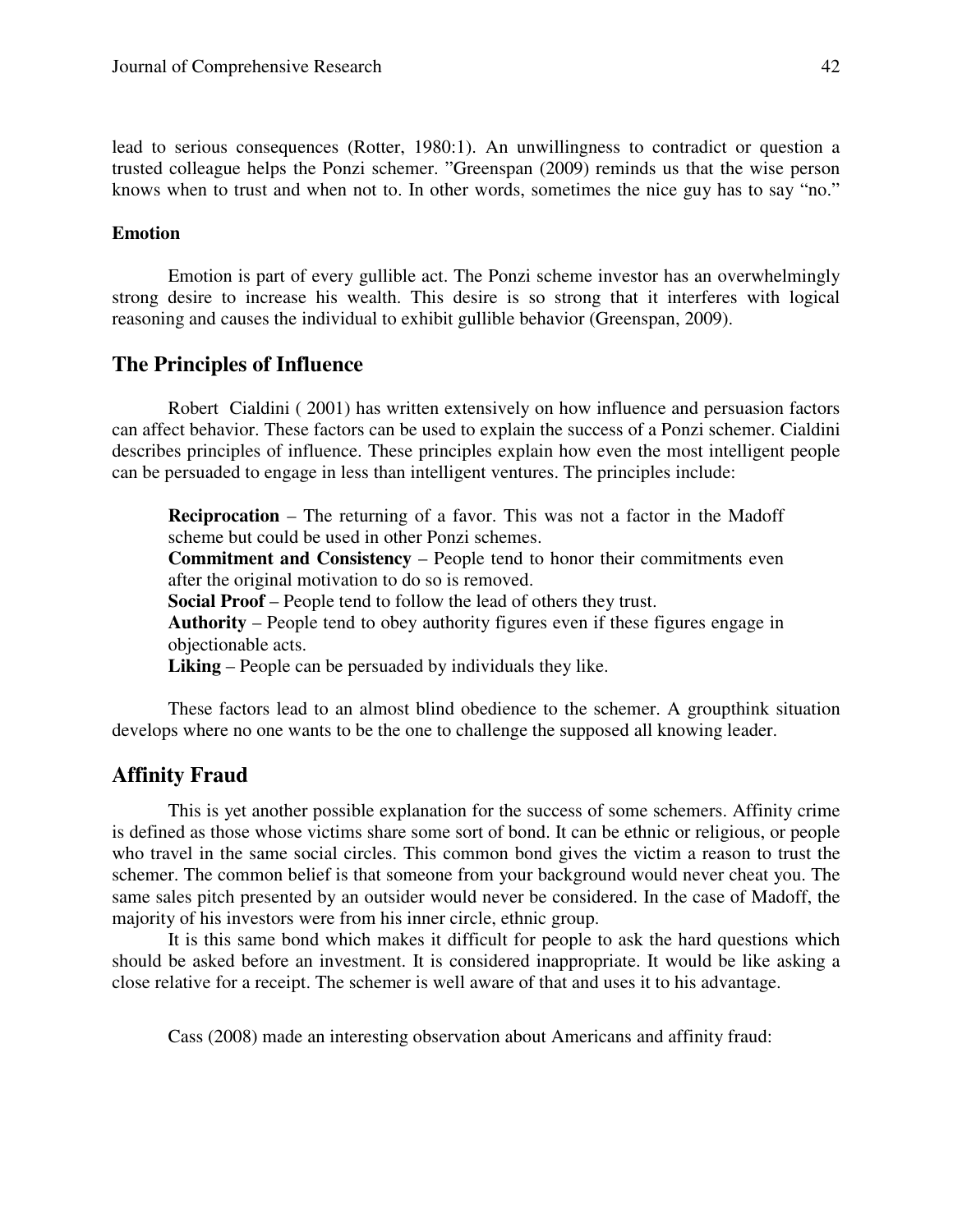lead to serious consequences (Rotter, 1980:1). An unwillingness to contradict or question a trusted colleague helps the Ponzi schemer. "Greenspan (2009) reminds us that the wise person knows when to trust and when not to. In other words, sometimes the nice guy has to say "no."

### Emotion

Emotion is part of every gullible act. The Ponzi scheme investor has an overwhelmingly strong desire to increase his wealth. This desire is so strong that it interferes with logical reasoning and causes the individual to exhibit gullible behavior (Greenspan, 2009).

## The Principles of Influence

Robert Cialdini ( 2001) has written extensively on how influence and persuasion factors can affect behavior. These factors can be used to explain the success of a Ponzi schemer. Cialdini describes principles of influence. These principles explain how even the most intelligent people can be persuaded to engage in less than intelligent ventures. The principles include:

**Reciprocation** – The returning of a favor. This was not a factor in the Madoff scheme but could be used in other Ponzi schemes.
**Commitment and Consistency** – People tend to honor their commitments even after the original motivation to do so is removed.
**Social Proof** – People tend to follow the lead of others they trust.
**Authority** – People tend to obey authority figures even if these figures engage in objectionable acts.
**Liking** – People can be persuaded by individuals they like.

These factors lead to an almost blind obedience to the schemer. A groupthink situation develops where no one wants to be the one to challenge the supposed all knowing leader.

## Affinity Fraud

This is yet another possible explanation for the success of some schemers. Affinity crime is defined as those whose victims share some sort of bond. It can be ethnic or religious, or people who travel in the same social circles. This common bond gives the victim a reason to trust the schemer. The common belief is that someone from your background would never cheat you. The same sales pitch presented by an outsider would never be considered. In the case of Madoff, the majority of his investors were from his inner circle, ethnic group.

It is this same bond which makes it difficult for people to ask the hard questions which should be asked before an investment. It is considered inappropriate. It would be like asking a close relative for a receipt. The schemer is well aware of that and uses it to his advantage.

Cass (2008) made an interesting observation about Americans and affinity fraud: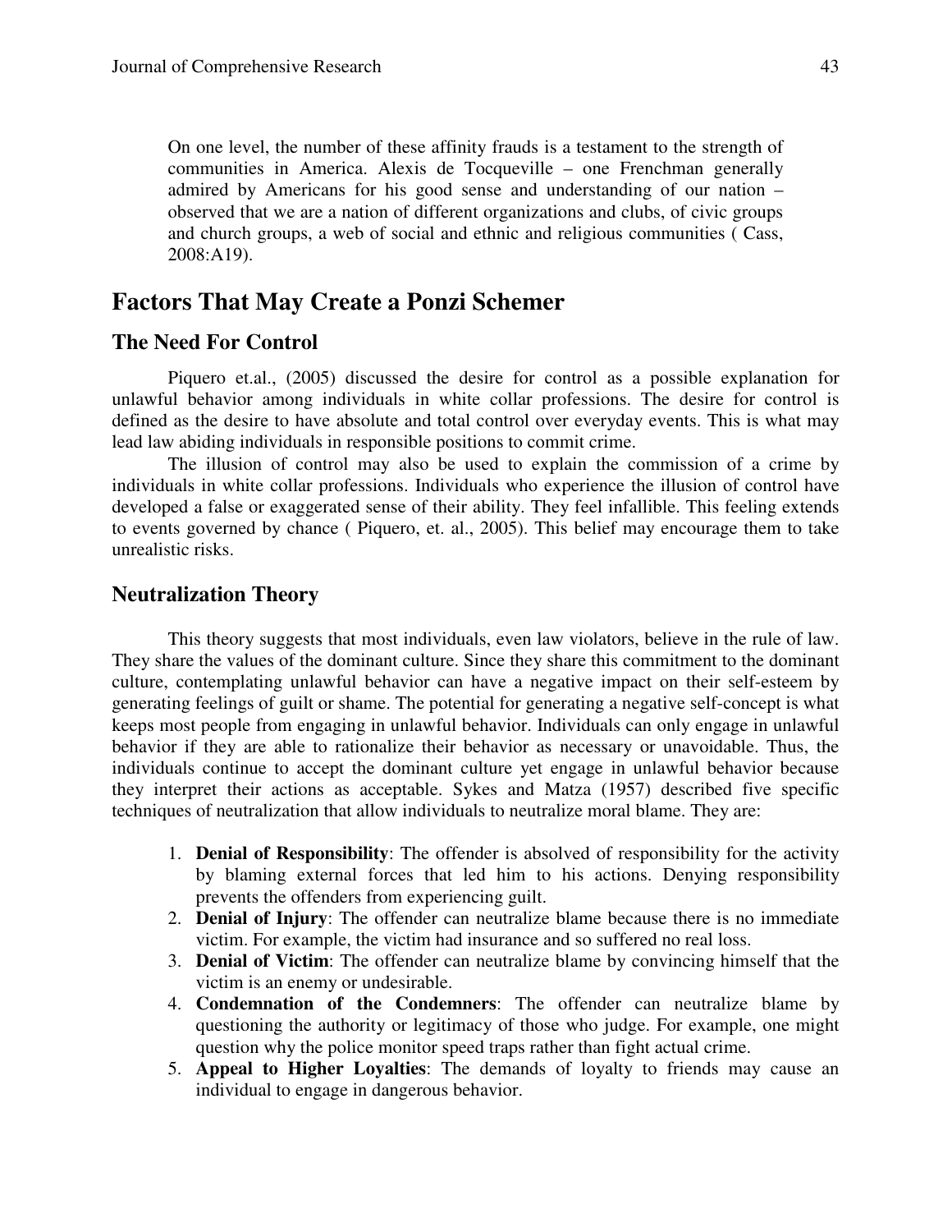On one level, the number of these affinity frauds is a testament to the strength of communities in America. Alexis de Tocqueville – one Frenchman generally admired by Americans for his good sense and understanding of our nation – observed that we are a nation of different organizations and clubs, of civic groups and church groups, a web of social and ethnic and religious communities ( Cass, 2008:A19).

## Factors That May Create a Ponzi Schemer

### The Need For Control

Piquero et.al., (2005) discussed the desire for control as a possible explanation for unlawful behavior among individuals in white collar professions. The desire for control is defined as the desire to have absolute and total control over everyday events. This is what may lead law abiding individuals in responsible positions to commit crime.

The illusion of control may also be used to explain the commission of a crime by individuals in white collar professions. Individuals who experience the illusion of control have developed a false or exaggerated sense of their ability. They feel infallible. This feeling extends to events governed by chance ( Piquero, et. al., 2005). This belief may encourage them to take unrealistic risks.

### Neutralization Theory

This theory suggests that most individuals, even law violators, believe in the rule of law. They share the values of the dominant culture. Since they share this commitment to the dominant culture, contemplating unlawful behavior can have a negative impact on their self-esteem by generating feelings of guilt or shame. The potential for generating a negative self-concept is what keeps most people from engaging in unlawful behavior. Individuals can only engage in unlawful behavior if they are able to rationalize their behavior as necessary or unavoidable. Thus, the individuals continue to accept the dominant culture yet engage in unlawful behavior because they interpret their actions as acceptable. Sykes and Matza (1957) described five specific techniques of neutralization that allow individuals to neutralize moral blame. They are:

1. **Denial of Responsibility**: The offender is absolved of responsibility for the activity by blaming external forces that led him to his actions. Denying responsibility prevents the offenders from experiencing guilt.
2. **Denial of Injury**: The offender can neutralize blame because there is no immediate victim. For example, the victim had insurance and so suffered no real loss.
3. **Denial of Victim**: The offender can neutralize blame by convincing himself that the victim is an enemy or undesirable.
4. **Condemnation of the Condemners**: The offender can neutralize blame by questioning the authority or legitimacy of those who judge. For example, one might question why the police monitor speed traps rather than fight actual crime.
5. **Appeal to Higher Loyalties**: The demands of loyalty to friends may cause an individual to engage in dangerous behavior.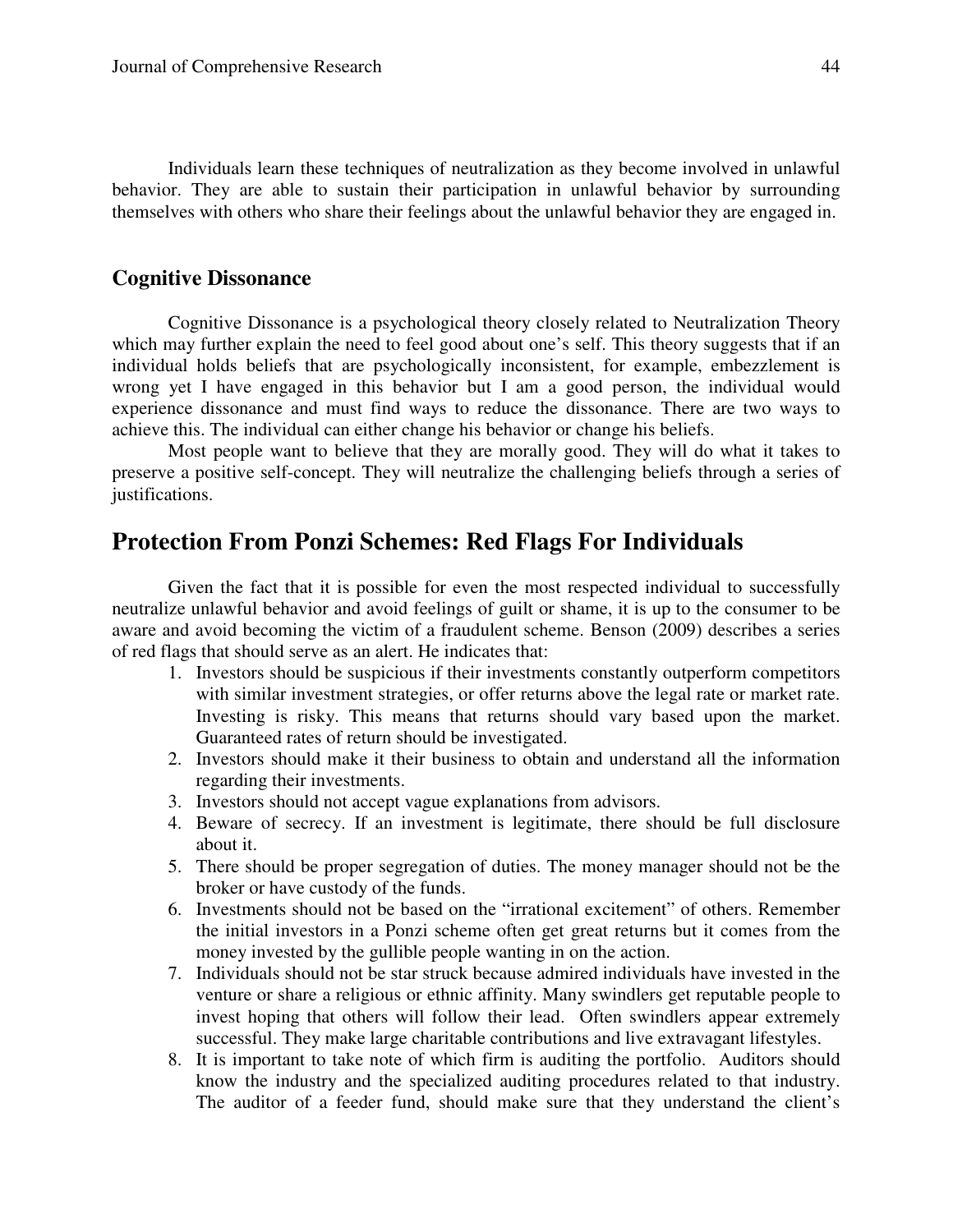Individuals learn these techniques of neutralization as they become involved in unlawful behavior. They are able to sustain their participation in unlawful behavior by surrounding themselves with others who share their feelings about the unlawful behavior they are engaged in.

### Cognitive Dissonance

Cognitive Dissonance is a psychological theory closely related to Neutralization Theory which may further explain the need to feel good about one's self. This theory suggests that if an individual holds beliefs that are psychologically inconsistent, for example, embezzlement is wrong yet I have engaged in this behavior but I am a good person, the individual would experience dissonance and must find ways to reduce the dissonance. There are two ways to achieve this. The individual can either change his behavior or change his beliefs.

Most people want to believe that they are morally good. They will do what it takes to preserve a positive self-concept. They will neutralize the challenging beliefs through a series of justifications.

## Protection From Ponzi Schemes: Red Flags For Individuals

Given the fact that it is possible for even the most respected individual to successfully neutralize unlawful behavior and avoid feelings of guilt or shame, it is up to the consumer to be aware and avoid becoming the victim of a fraudulent scheme. Benson (2009) describes a series of red flags that should serve as an alert. He indicates that:

1. Investors should be suspicious if their investments constantly outperform competitors with similar investment strategies, or offer returns above the legal rate or market rate. Investing is risky. This means that returns should vary based upon the market. Guaranteed rates of return should be investigated.
2. Investors should make it their business to obtain and understand all the information regarding their investments.
3. Investors should not accept vague explanations from advisors.
4. Beware of secrecy. If an investment is legitimate, there should be full disclosure about it.
5. There should be proper segregation of duties. The money manager should not be the broker or have custody of the funds.
6. Investments should not be based on the "irrational excitement" of others. Remember the initial investors in a Ponzi scheme often get great returns but it comes from the money invested by the gullible people wanting in on the action.
7. Individuals should not be star struck because admired individuals have invested in the venture or share a religious or ethnic affinity. Many swindlers get reputable people to invest hoping that others will follow their lead. Often swindlers appear extremely successful. They make large charitable contributions and live extravagant lifestyles.
8. It is important to take note of which firm is auditing the portfolio. Auditors should know the industry and the specialized auditing procedures related to that industry. The auditor of a feeder fund, should make sure that they understand the client's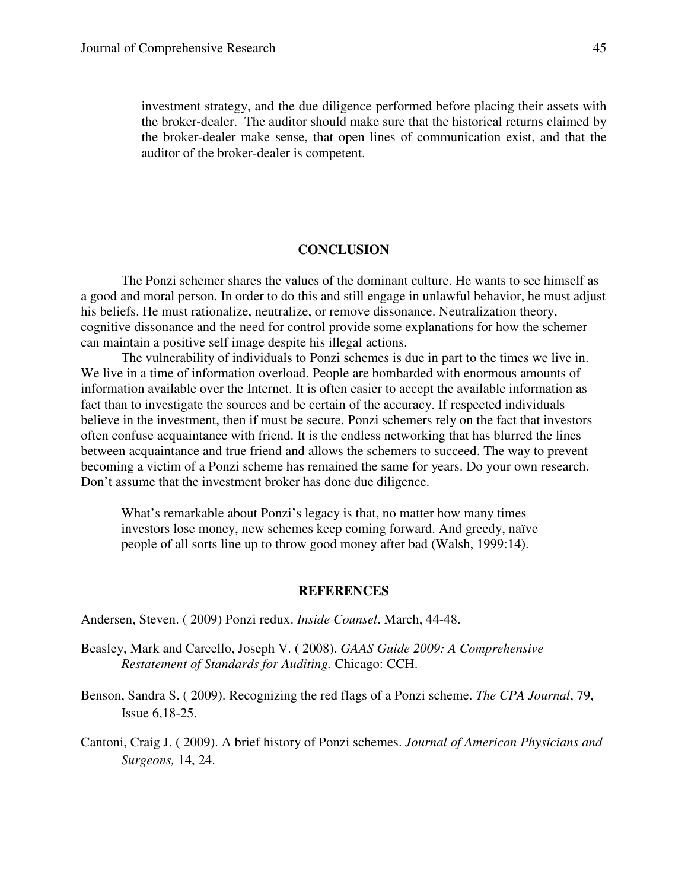investment strategy, and the due diligence performed before placing their assets with the broker-dealer. The auditor should make sure that the historical returns claimed by the broker-dealer make sense, that open lines of communication exist, and that the auditor of the broker-dealer is competent.

## CONCLUSION

The Ponzi schemer shares the values of the dominant culture. He wants to see himself as a good and moral person. In order to do this and still engage in unlawful behavior, he must adjust his beliefs. He must rationalize, neutralize, or remove dissonance. Neutralization theory, cognitive dissonance and the need for control provide some explanations for how the schemer can maintain a positive self image despite his illegal actions.

The vulnerability of individuals to Ponzi schemes is due in part to the times we live in. We live in a time of information overload. People are bombarded with enormous amounts of information available over the Internet. It is often easier to accept the available information as fact than to investigate the sources and be certain of the accuracy. If respected individuals believe in the investment, then if must be secure. Ponzi schemers rely on the fact that investors often confuse acquaintance with friend. It is the endless networking that has blurred the lines between acquaintance and true friend and allows the schemers to succeed. The way to prevent becoming a victim of a Ponzi scheme has remained the same for years. Do your own research. Don't assume that the investment broker has done due diligence.

> What's remarkable about Ponzi's legacy is that, no matter how many times investors lose money, new schemes keep coming forward. And greedy, naïve people of all sorts line up to throw good money after bad (Walsh, 1999:14).

## REFERENCES

Andersen, Steven. ( 2009) Ponzi redux. *Inside Counsel*. March, 44-48.

Beasley, Mark and Carcello, Joseph V. ( 2008). *GAAS Guide 2009: A Comprehensive Restatement of Standards for Auditing.* Chicago: CCH.

Benson, Sandra S. ( 2009). Recognizing the red flags of a Ponzi scheme. *The CPA Journal*, 79, Issue 6,18-25.

Cantoni, Craig J. ( 2009). A brief history of Ponzi schemes. *Journal of American Physicians and Surgeons,* 14, 24.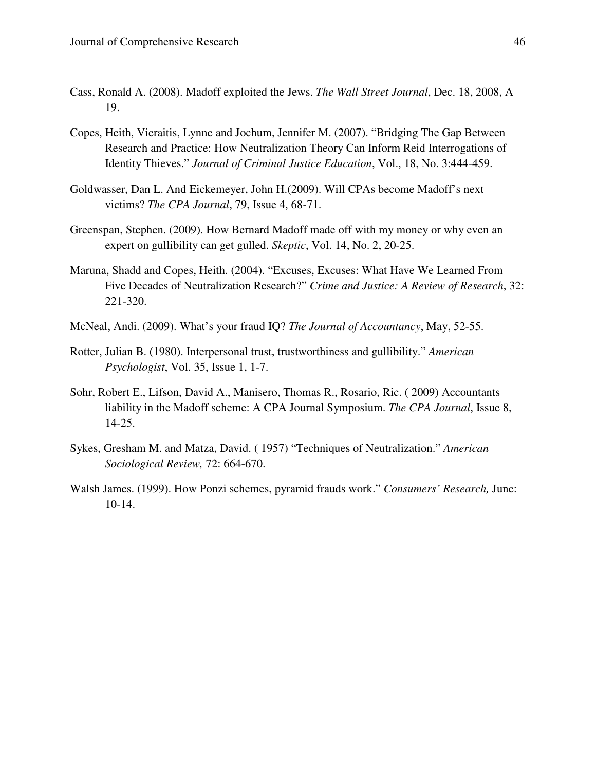Cass, Ronald A. (2008). Madoff exploited the Jews. *The Wall Street Journal*, Dec. 18, 2008, A 19.

Copes, Heith, Vieraitis, Lynne and Jochum, Jennifer M. (2007). "Bridging The Gap Between Research and Practice: How Neutralization Theory Can Inform Reid Interrogations of Identity Thieves." *Journal of Criminal Justice Education*, Vol., 18, No. 3:444-459.

Goldwasser, Dan L. And Eickemeyer, John H.(2009). Will CPAs become Madoff's next victims? *The CPA Journal*, 79, Issue 4, 68-71.

Greenspan, Stephen. (2009). How Bernard Madoff made off with my money or why even an expert on gullibility can get gulled. *Skeptic*, Vol. 14, No. 2, 20-25.

Maruna, Shadd and Copes, Heith. (2004). "Excuses, Excuses: What Have We Learned From Five Decades of Neutralization Research?" *Crime and Justice: A Review of Research*, 32: 221-320.

McNeal, Andi. (2009). What's your fraud IQ? *The Journal of Accountancy*, May, 52-55.

Rotter, Julian B. (1980). Interpersonal trust, trustworthiness and gullibility." *American Psychologist*, Vol. 35, Issue 1, 1-7.

Sohr, Robert E., Lifson, David A., Manisero, Thomas R., Rosario, Ric. ( 2009) Accountants liability in the Madoff scheme: A CPA Journal Symposium. *The CPA Journal*, Issue 8, 14-25.

Sykes, Gresham M. and Matza, David. ( 1957) "Techniques of Neutralization." *American Sociological Review,* 72: 664-670.

Walsh James. (1999). How Ponzi schemes, pyramid frauds work." *Consumers' Research,* June: 10-14.